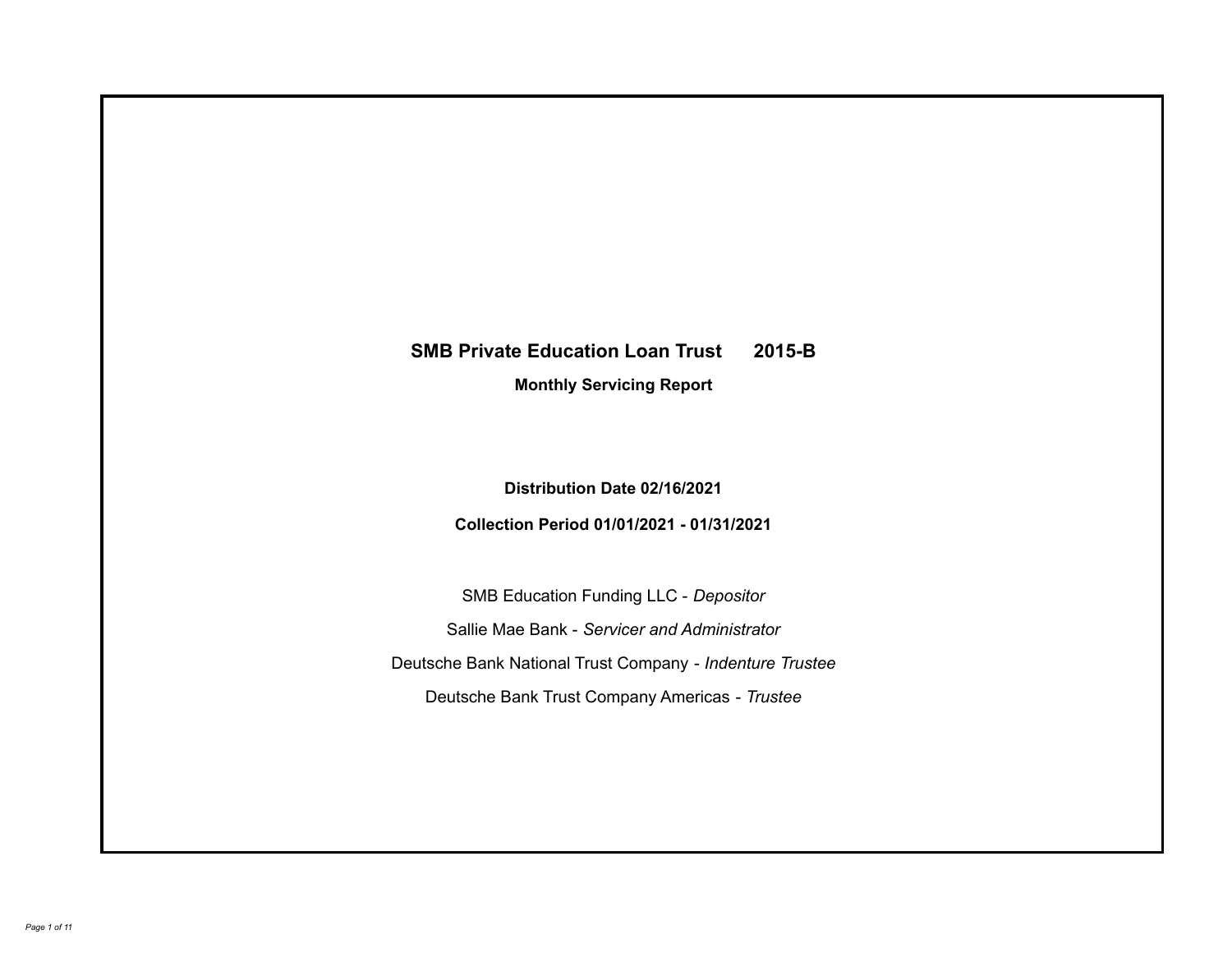# SMB Private Education Loan Trust 2015-B

## Monthly Servicing Report

**Distribution Date 02/16/2021**

**Collection Period 01/01/2021 - 01/31/2021**

SMB Education Funding LLC - *Depositor*

Sallie Mae Bank - *Servicer and Administrator*

Deutsche Bank National Trust Company - *Indenture Trustee*

Deutsche Bank Trust Company Americas - *Trustee*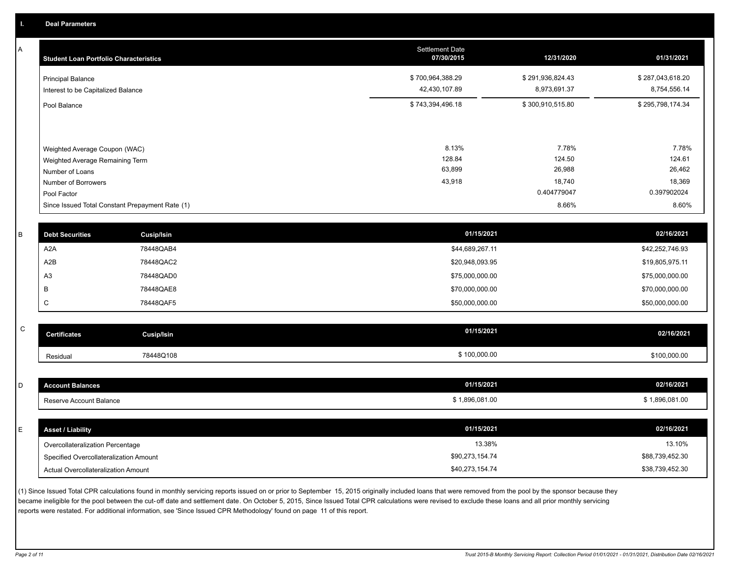## I. Deal Parameters

### A

| Student Loan Portfolio Characteristics | Settlement Date 07/30/2015 | 12/31/2020 | 01/31/2021 |
|---|---|---|---|
| Principal Balance | $ 700,964,388.29 | $ 291,936,824.43 | $ 287,043,618.20 |
| Interest to be Capitalized Balance | 42,430,107.89 | 8,973,691.37 | 8,754,556.14 |
| Pool Balance | $ 743,394,496.18 | $ 300,910,515.80 | $ 295,798,174.34 |
| Weighted Average Coupon (WAC) | 8.13% | 7.78% | 7.78% |
| Weighted Average Remaining Term | 128.84 | 124.50 | 124.61 |
| Number of Loans | 63,899 | 26,988 | 26,462 |
| Number of Borrowers | 43,918 | 18,740 | 18,369 |
| Pool Factor | | 0.404779047 | 0.397902024 |
| Since Issued Total Constant Prepayment Rate (1) | | 8.66% | 8.60% |

### B

| Debt Securities | Cusip/Isin | 01/15/2021 | 02/16/2021 |
|---|---|---|---|
| A2A | 78448QAB4 | $44,689,267.11 | $42,252,746.93 |
| A2B | 78448QAC2 | $20,948,093.95 | $19,805,975.11 |
| A3 | 78448QAD0 | $75,000,000.00 | $75,000,000.00 |
| B | 78448QAE8 | $70,000,000.00 | $70,000,000.00 |
| C | 78448QAF5 | $50,000,000.00 | $50,000,000.00 |

### C

| Certificates | Cusip/Isin | 01/15/2021 | 02/16/2021 |
|---|---|---|---|
| Residual | 78448Q108 | $ 100,000.00 | $100,000.00 |

### D

| Account Balances | 01/15/2021 | 02/16/2021 |
|---|---|---|
| Reserve Account Balance | $ 1,896,081.00 | $ 1,896,081.00 |

### E

| Asset / Liability | 01/15/2021 | 02/16/2021 |
|---|---|---|
| Overcollateralization Percentage | 13.38% | 13.10% |
| Specified Overcollateralization Amount | $90,273,154.74 | $88,739,452.30 |
| Actual Overcollateralization Amount | $40,273,154.74 | $38,739,452.30 |

(1) Since Issued Total CPR calculations found in monthly servicing reports issued on or prior to September 15, 2015 originally included loans that were removed from the pool by the sponsor because they became ineligible for the pool between the cut-off date and settlement date. On October 5, 2015, Since Issued Total CPR calculations were revised to exclude these loans and all prior monthly servicing reports were restated. For additional information, see 'Since Issued CPR Methodology' found on page 11 of this report.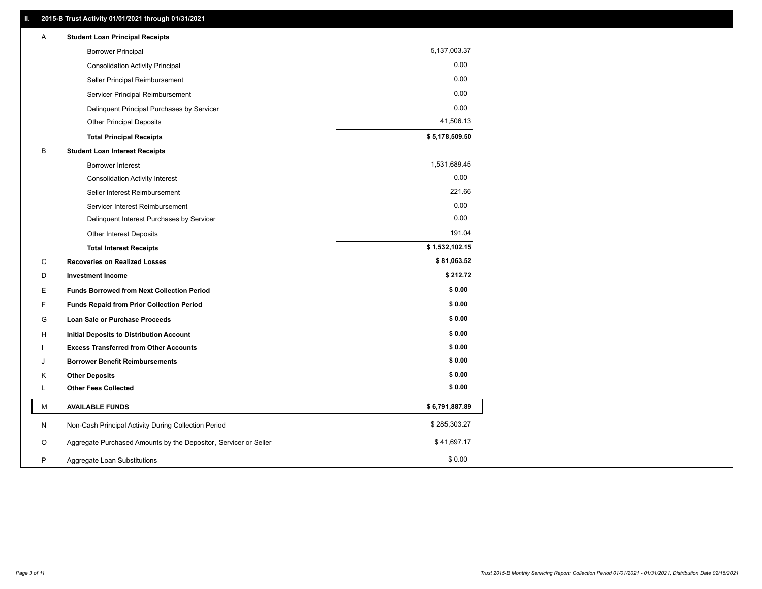## II. 2015-B Trust Activity 01/01/2021 through 01/31/2021

| | | |
|---|---|---|
| A | **Student Loan Principal Receipts** | |
| | Borrower Principal | 5,137,003.37 |
| | Consolidation Activity Principal | 0.00 |
| | Seller Principal Reimbursement | 0.00 |
| | Servicer Principal Reimbursement | 0.00 |
| | Delinquent Principal Purchases by Servicer | 0.00 |
| | Other Principal Deposits | 41,506.13 |
| | **Total Principal Receipts** | **$ 5,178,509.50** |
| B | **Student Loan Interest Receipts** | |
| | Borrower Interest | 1,531,689.45 |
| | Consolidation Activity Interest | 0.00 |
| | Seller Interest Reimbursement | 221.66 |
| | Servicer Interest Reimbursement | 0.00 |
| | Delinquent Interest Purchases by Servicer | 0.00 |
| | Other Interest Deposits | 191.04 |
| | **Total Interest Receipts** | **$ 1,532,102.15** |
| C | **Recoveries on Realized Losses** | **$ 81,063.52** |
| D | **Investment Income** | **$ 212.72** |
| E | **Funds Borrowed from Next Collection Period** | **$ 0.00** |
| F | **Funds Repaid from Prior Collection Period** | **$ 0.00** |
| G | **Loan Sale or Purchase Proceeds** | **$ 0.00** |
| H | **Initial Deposits to Distribution Account** | **$ 0.00** |
| I | **Excess Transferred from Other Accounts** | **$ 0.00** |
| J | **Borrower Benefit Reimbursements** | **$ 0.00** |
| K | **Other Deposits** | **$ 0.00** |
| L | **Other Fees Collected** | **$ 0.00** |
| M | **AVAILABLE FUNDS** | **$ 6,791,887.89** |
| N | Non-Cash Principal Activity During Collection Period | $ 285,303.27 |
| O | Aggregate Purchased Amounts by the Depositor, Servicer or Seller | $ 41,697.17 |
| P | Aggregate Loan Substitutions | $ 0.00 |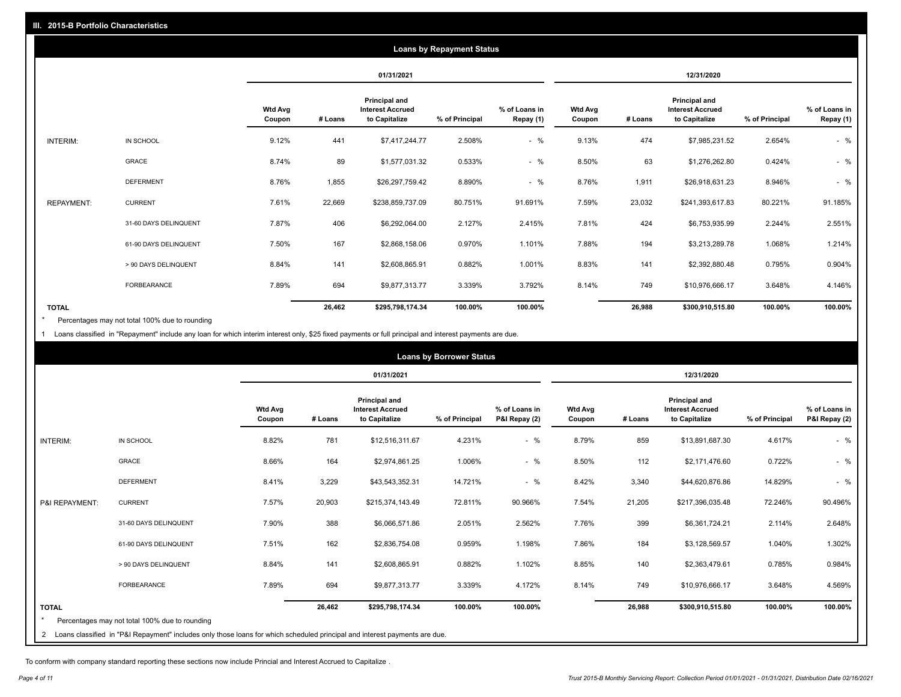## III. 2015-B Portfolio Characteristics

### Loans by Repayment Status

| | | 01/31/2021 | | | | | 12/31/2020 | | | | |
|---|---|---|---|---|---|---|---|---|---|---|---|
| | | Wtd Avg Coupon | # Loans | Principal and Interest Accrued to Capitalize | % of Principal | % of Loans in Repay (1) | Wtd Avg Coupon | # Loans | Principal and Interest Accrued to Capitalize | % of Principal | % of Loans in Repay (1) |
| INTERIM: | IN SCHOOL | 9.12% | 441 | $7,417,244.77 | 2.508% | - % | 9.13% | 474 | $7,985,231.52 | 2.654% | - % |
| | GRACE | 8.74% | 89 | $1,577,031.32 | 0.533% | - % | 8.50% | 63 | $1,276,262.80 | 0.424% | - % |
| | DEFERMENT | 8.76% | 1,855 | $26,297,759.42 | 8.890% | - % | 8.76% | 1,911 | $26,918,631.23 | 8.946% | - % |
| REPAYMENT: | CURRENT | 7.61% | 22,669 | $238,859,737.09 | 80.751% | 91.691% | 7.59% | 23,032 | $241,393,617.83 | 80.221% | 91.185% |
| | 31-60 DAYS DELINQUENT | 7.87% | 406 | $6,292,064.00 | 2.127% | 2.415% | 7.81% | 424 | $6,753,935.99 | 2.244% | 2.551% |
| | 61-90 DAYS DELINQUENT | 7.50% | 167 | $2,868,158.06 | 0.970% | 1.101% | 7.88% | 194 | $3,213,289.78 | 1.068% | 1.214% |
| | > 90 DAYS DELINQUENT | 8.84% | 141 | $2,608,865.91 | 0.882% | 1.001% | 8.83% | 141 | $2,392,880.48 | 0.795% | 0.904% |
| | FORBEARANCE | 7.89% | 694 | $9,877,313.77 | 3.339% | 3.792% | 8.14% | 749 | $10,976,666.17 | 3.648% | 4.146% |
| TOTAL | | | 26,462 | $295,798,174.34 | 100.00% | 100.00% | | 26,988 | $300,910,515.80 | 100.00% | 100.00% |

* Percentages may not total 100% due to rounding

1 Loans classified in "Repayment" include any loan for which interim interest only, $25 fixed payments or full principal and interest payments are due.

### Loans by Borrower Status

| | | 01/31/2021 | | | | | 12/31/2020 | | | | |
|---|---|---|---|---|---|---|---|---|---|---|---|
| | | Wtd Avg Coupon | # Loans | Principal and Interest Accrued to Capitalize | % of Principal | % of Loans in P&I Repay (2) | Wtd Avg Coupon | # Loans | Principal and Interest Accrued to Capitalize | % of Principal | % of Loans in P&I Repay (2) |
| INTERIM: | IN SCHOOL | 8.82% | 781 | $12,516,311.67 | 4.231% | - % | 8.79% | 859 | $13,891,687.30 | 4.617% | - % |
| | GRACE | 8.66% | 164 | $2,974,861.25 | 1.006% | - % | 8.50% | 112 | $2,171,476.60 | 0.722% | - % |
| | DEFERMENT | 8.41% | 3,229 | $43,543,352.31 | 14.721% | - % | 8.42% | 3,340 | $44,620,876.86 | 14.829% | - % |
| P&I REPAYMENT: | CURRENT | 7.57% | 20,903 | $215,374,143.49 | 72.811% | 90.966% | 7.54% | 21,205 | $217,396,035.48 | 72.246% | 90.496% |
| | 31-60 DAYS DELINQUENT | 7.90% | 388 | $6,066,571.86 | 2.051% | 2.562% | 7.76% | 399 | $6,361,724.21 | 2.114% | 2.648% |
| | 61-90 DAYS DELINQUENT | 7.51% | 162 | $2,836,754.08 | 0.959% | 1.198% | 7.86% | 184 | $3,128,569.57 | 1.040% | 1.302% |
| | > 90 DAYS DELINQUENT | 8.84% | 141 | $2,608,865.91 | 0.882% | 1.102% | 8.85% | 140 | $2,363,479.61 | 0.785% | 0.984% |
| | FORBEARANCE | 7.89% | 694 | $9,877,313.77 | 3.339% | 4.172% | 8.14% | 749 | $10,976,666.17 | 3.648% | 4.569% |
| TOTAL | | | 26,462 | $295,798,174.34 | 100.00% | 100.00% | | 26,988 | $300,910,515.80 | 100.00% | 100.00% |

* Percentages may not total 100% due to rounding

2 Loans classified in "P&I Repayment" includes only those loans for which scheduled principal and interest payments are due.

To conform with company standard reporting these sections now include Princial and Interest Accrued to Capitalize .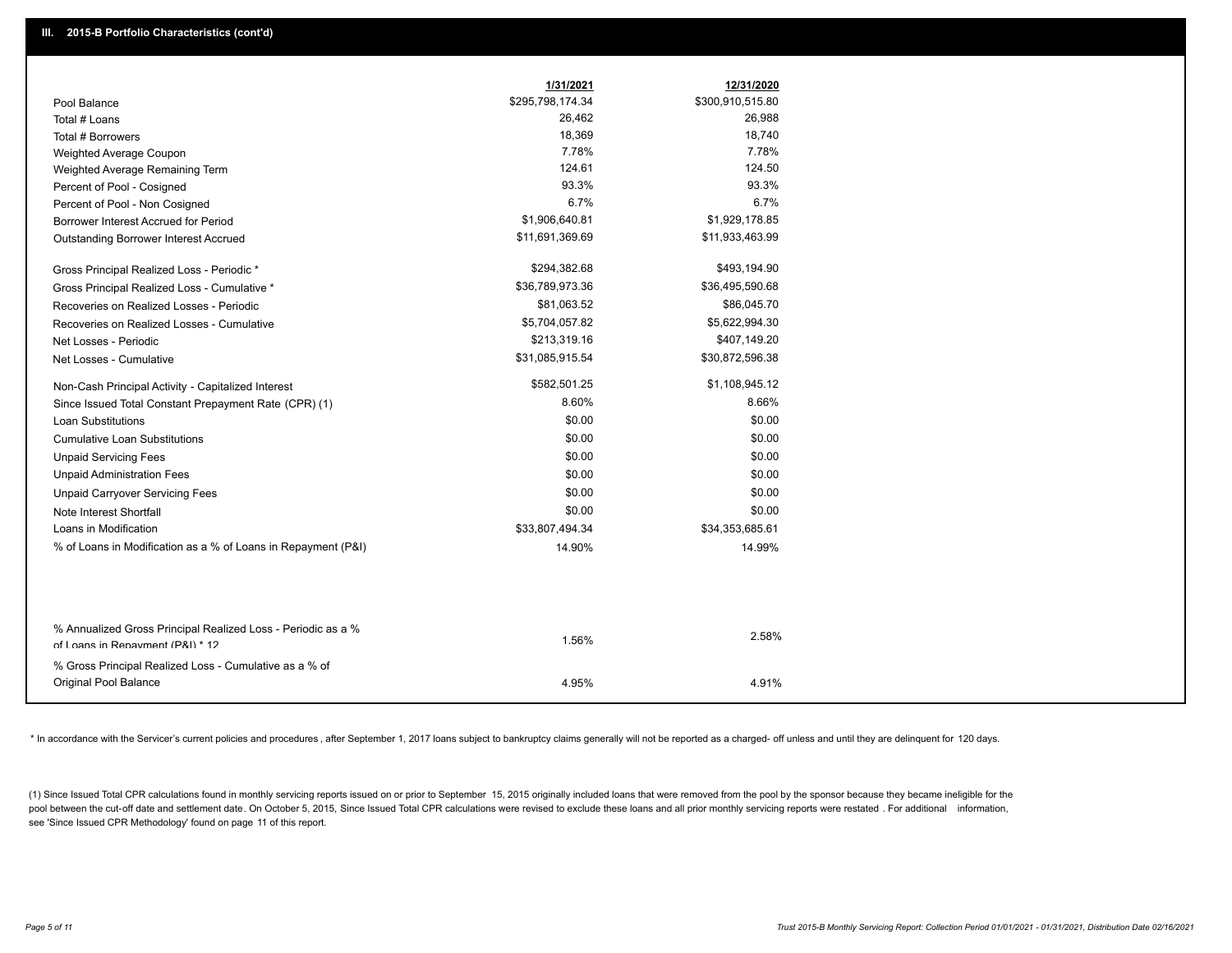## III. 2015-B Portfolio Characteristics (cont'd)

| | 1/31/2021 | 12/31/2020 |
|---|---|---|
| Pool Balance | $295,798,174.34 | $300,910,515.80 |
| Total # Loans | 26,462 | 26,988 |
| Total # Borrowers | 18,369 | 18,740 |
| Weighted Average Coupon | 7.78% | 7.78% |
| Weighted Average Remaining Term | 124.61 | 124.50 |
| Percent of Pool - Cosigned | 93.3% | 93.3% |
| Percent of Pool - Non Cosigned | 6.7% | 6.7% |
| Borrower Interest Accrued for Period | $1,906,640.81 | $1,929,178.85 |
| Outstanding Borrower Interest Accrued | $11,691,369.69 | $11,933,463.99 |
| Gross Principal Realized Loss - Periodic * | $294,382.68 | $493,194.90 |
| Gross Principal Realized Loss - Cumulative * | $36,789,973.36 | $36,495,590.68 |
| Recoveries on Realized Losses - Periodic | $81,063.52 | $86,045.70 |
| Recoveries on Realized Losses - Cumulative | $5,704,057.82 | $5,622,994.30 |
| Net Losses - Periodic | $213,319.16 | $407,149.20 |
| Net Losses - Cumulative | $31,085,915.54 | $30,872,596.38 |
| Non-Cash Principal Activity - Capitalized Interest | $582,501.25 | $1,108,945.12 |
| Since Issued Total Constant Prepayment Rate (CPR) (1) | 8.60% | 8.66% |
| Loan Substitutions | $0.00 | $0.00 |
| Cumulative Loan Substitutions | $0.00 | $0.00 |
| Unpaid Servicing Fees | $0.00 | $0.00 |
| Unpaid Administration Fees | $0.00 | $0.00 |
| Unpaid Carryover Servicing Fees | $0.00 | $0.00 |
| Note Interest Shortfall | $0.00 | $0.00 |
| Loans in Modification | $33,807,494.34 | $34,353,685.61 |
| % of Loans in Modification as a % of Loans in Repayment (P&I) | 14.90% | 14.99% |
| % Annualized Gross Principal Realized Loss - Periodic as a % of Loans in Repayment (P&I) * 12 | 1.56% | 2.58% |
| % Gross Principal Realized Loss - Cumulative as a % of Original Pool Balance | 4.95% | 4.91% |

* In accordance with the Servicer's current policies and procedures , after September 1, 2017 loans subject to bankruptcy claims generally will not be reported as a charged- off unless and until they are delinquent for 120 days.

(1) Since Issued Total CPR calculations found in monthly servicing reports issued on or prior to September 15, 2015 originally included loans that were removed from the pool by the sponsor because they became ineligible for the pool between the cut-off date and settlement date. On October 5, 2015, Since Issued Total CPR calculations were revised to exclude these loans and all prior monthly servicing reports were restated . For additional information, see 'Since Issued CPR Methodology' found on page 11 of this report.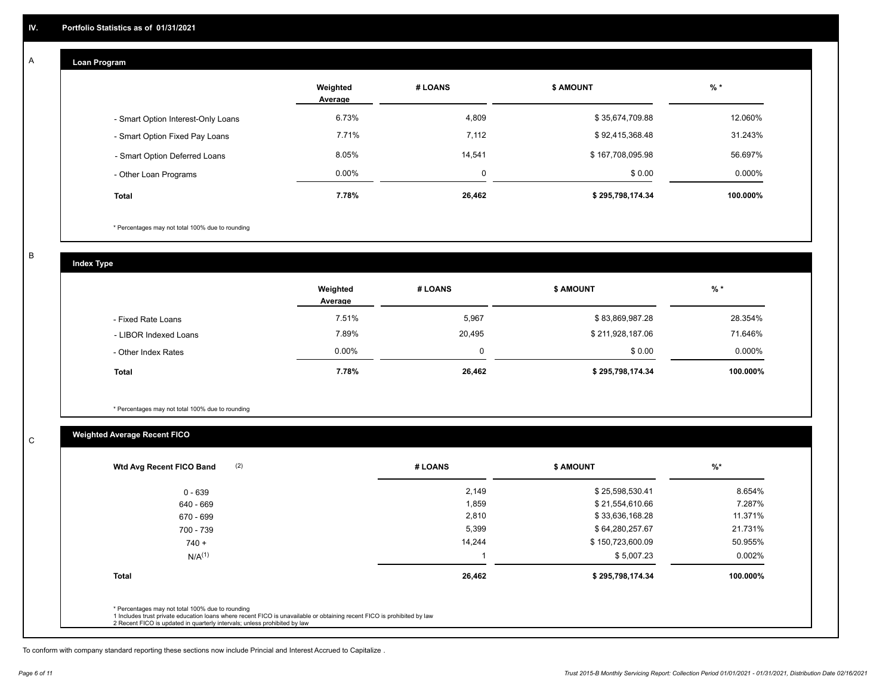## IV. Portfolio Statistics as of 01/31/2021

### A

#### Loan Program

| | Weighted Average | # LOANS | $ AMOUNT | % * |
|---|---|---|---|---|
| - Smart Option Interest-Only Loans | 6.73% | 4,809 | $ 35,674,709.88 | 12.060% |
| - Smart Option Fixed Pay Loans | 7.71% | 7,112 | $ 92,415,368.48 | 31.243% |
| - Smart Option Deferred Loans | 8.05% | 14,541 | $ 167,708,095.98 | 56.697% |
| - Other Loan Programs | 0.00% | 0 | $ 0.00 | 0.000% |
| **Total** | **7.78%** | **26,462** | **$ 295,798,174.34** | **100.000%** |

* Percentages may not total 100% due to rounding

### B

#### Index Type

| | Weighted Average | # LOANS | $ AMOUNT | % * |
|---|---|---|---|---|
| - Fixed Rate Loans | 7.51% | 5,967 | $ 83,869,987.28 | 28.354% |
| - LIBOR Indexed Loans | 7.89% | 20,495 | $ 211,928,187.06 | 71.646% |
| - Other Index Rates | 0.00% | 0 | $ 0.00 | 0.000% |
| **Total** | **7.78%** | **26,462** | **$ 295,798,174.34** | **100.000%** |

* Percentages may not total 100% due to rounding

### C

#### Weighted Average Recent FICO

| Wtd Avg Recent FICO Band (2) | # LOANS | $ AMOUNT | %* |
|---|---|---|---|
| 0 - 639 | 2,149 | $ 25,598,530.41 | 8.654% |
| 640 - 669 | 1,859 | $ 21,554,610.66 | 7.287% |
| 670 - 699 | 2,810 | $ 33,636,168.28 | 11.371% |
| 700 - 739 | 5,399 | $ 64,280,257.67 | 21.731% |
| 740 + | 14,244 | $ 150,723,600.09 | 50.955% |
| N/A(1) | 1 | $ 5,007.23 | 0.002% |
| **Total** | **26,462** | **$ 295,798,174.34** | **100.000%** |

* Percentages may not total 100% due to rounding
1 Includes trust private education loans where recent FICO is unavailable or obtaining recent FICO is prohibited by law
2 Recent FICO is updated in quarterly intervals; unless prohibited by law

To conform with company standard reporting these sections now include Princial and Interest Accrued to Capitalize .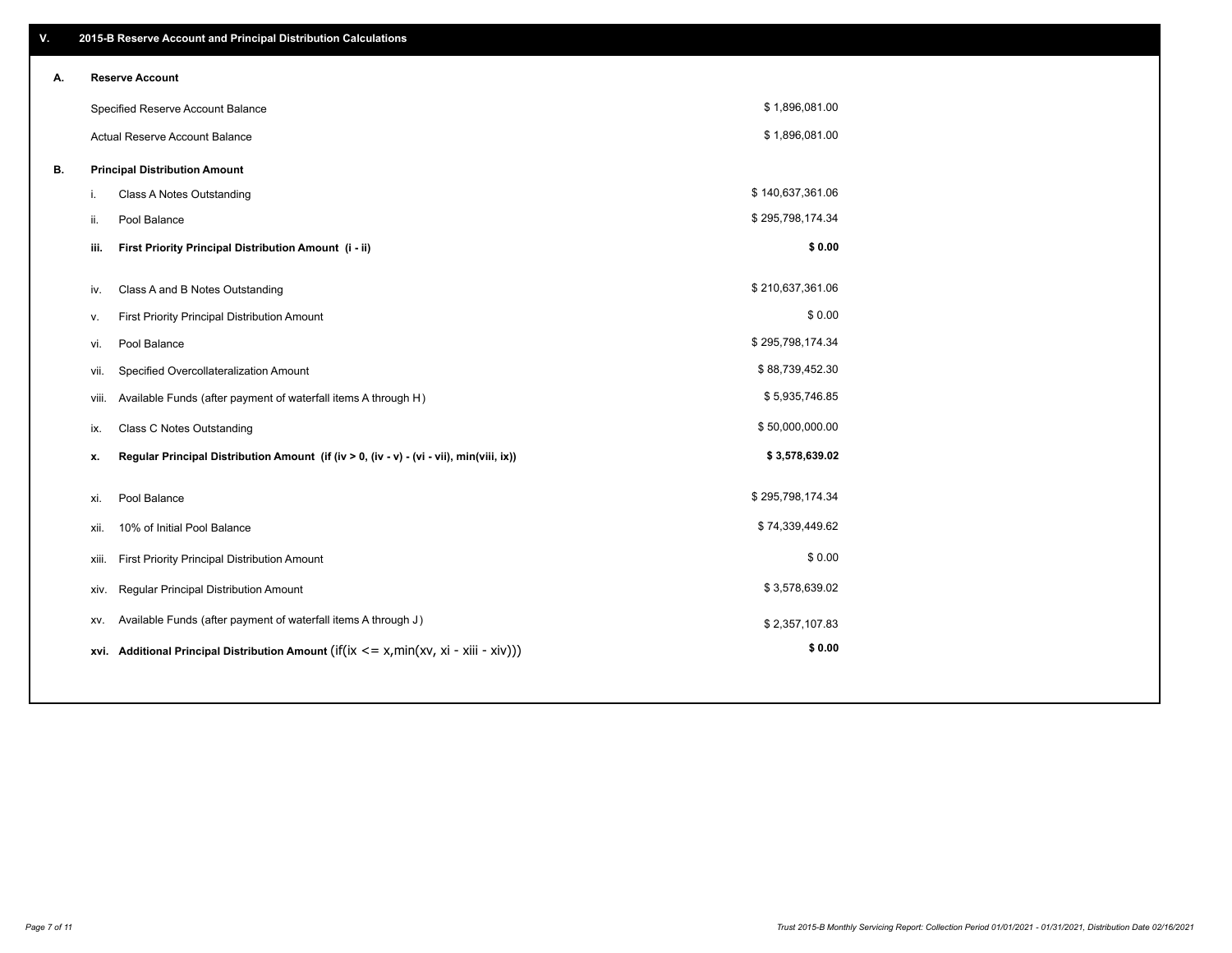## V. 2015-B Reserve Account and Principal Distribution Calculations

### A. Reserve Account

| | |
|---|---|
| Specified Reserve Account Balance | $ 1,896,081.00 |
| Actual Reserve Account Balance | $ 1,896,081.00 |

### B. Principal Distribution Amount

| | | |
|---|---|---|
| i. | Class A Notes Outstanding | $ 140,637,361.06 |
| ii. | Pool Balance | $ 295,798,174.34 |
| **iii.** | **First Priority Principal Distribution Amount (i - ii)** | **$ 0.00** |
| iv. | Class A and B Notes Outstanding | $ 210,637,361.06 |
| v. | First Priority Principal Distribution Amount | $ 0.00 |
| vi. | Pool Balance | $ 295,798,174.34 |
| vii. | Specified Overcollateralization Amount | $ 88,739,452.30 |
| viii. | Available Funds (after payment of waterfall items A through H) | $ 5,935,746.85 |
| ix. | Class C Notes Outstanding | $ 50,000,000.00 |
| **x.** | **Regular Principal Distribution Amount (if (iv > 0, (iv - v) - (vi - vii), min(viii, ix))** | **$ 3,578,639.02** |
| xi. | Pool Balance | $ 295,798,174.34 |
| xii. | 10% of Initial Pool Balance | $ 74,339,449.62 |
| xiii. | First Priority Principal Distribution Amount | $ 0.00 |
| xiv. | Regular Principal Distribution Amount | $ 3,578,639.02 |
| xv. | Available Funds (after payment of waterfall items A through J) | $ 2,357,107.83 |
| **xvi.** | **Additional Principal Distribution Amount** (if(ix <= x,min(xv, xi - xiii - xiv))) | **$ 0.00** |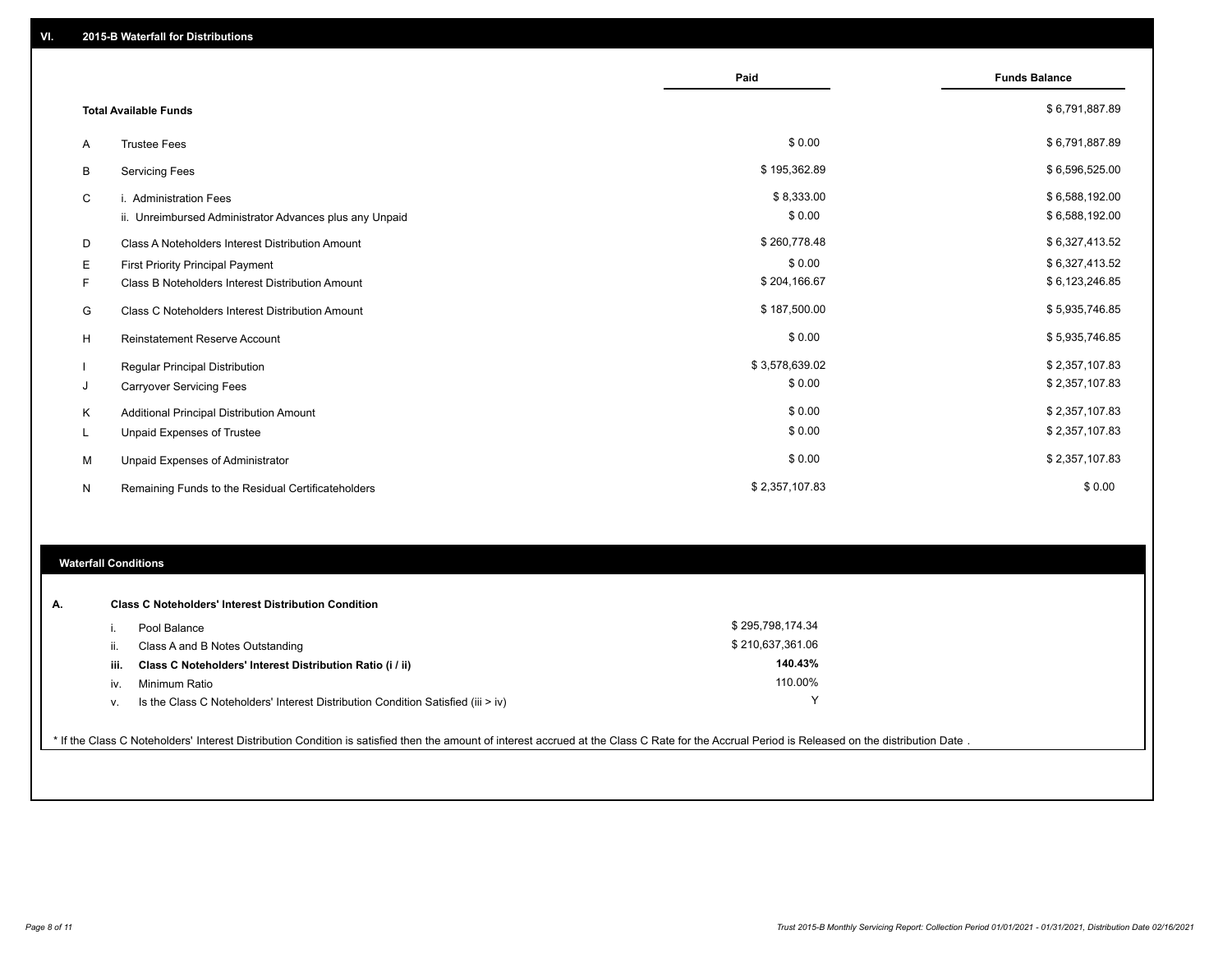## VI. 2015-B Waterfall for Distributions

| | | Paid | Funds Balance |
|---|---|---|---|
| | **Total Available Funds** | | $ 6,791,887.89 |
| A | Trustee Fees | $ 0.00 | $ 6,791,887.89 |
| B | Servicing Fees | $ 195,362.89 | $ 6,596,525.00 |
| C | i. Administration Fees | $ 8,333.00 | $ 6,588,192.00 |
| | ii. Unreimbursed Administrator Advances plus any Unpaid | $ 0.00 | $ 6,588,192.00 |
| D | Class A Noteholders Interest Distribution Amount | $ 260,778.48 | $ 6,327,413.52 |
| E | First Priority Principal Payment | $ 0.00 | $ 6,327,413.52 |
| F | Class B Noteholders Interest Distribution Amount | $ 204,166.67 | $ 6,123,246.85 |
| G | Class C Noteholders Interest Distribution Amount | $ 187,500.00 | $ 5,935,746.85 |
| H | Reinstatement Reserve Account | $ 0.00 | $ 5,935,746.85 |
| I | Regular Principal Distribution | $ 3,578,639.02 | $ 2,357,107.83 |
| J | Carryover Servicing Fees | $ 0.00 | $ 2,357,107.83 |
| K | Additional Principal Distribution Amount | $ 0.00 | $ 2,357,107.83 |
| L | Unpaid Expenses of Trustee | $ 0.00 | $ 2,357,107.83 |
| M | Unpaid Expenses of Administrator | $ 0.00 | $ 2,357,107.83 |
| N | Remaining Funds to the Residual Certificateholders | $ 2,357,107.83 | $ 0.00 |

### Waterfall Conditions

| | | |
|---|---|---|
| **A.** | **Class C Noteholders' Interest Distribution Condition** | |
| i. | Pool Balance | $ 295,798,174.34 |
| ii. | Class A and B Notes Outstanding | $ 210,637,361.06 |
| **iii.** | **Class C Noteholders' Interest Distribution Ratio (i / ii)** | **140.43%** |
| iv. | Minimum Ratio | 110.00% |
| v. | Is the Class C Noteholders' Interest Distribution Condition Satisfied (iii > iv) | Y |

* If the Class C Noteholders' Interest Distribution Condition is satisfied then the amount of interest accrued at the Class C Rate for the Accrual Period is Released on the distribution Date .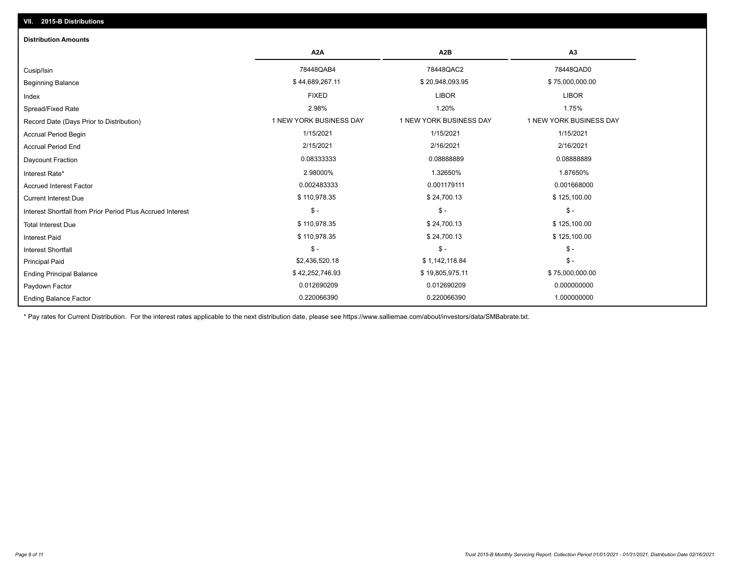## VII. 2015-B Distributions

### Distribution Amounts

| | A2A | A2B | A3 |
|---|---|---|---|
| Cusip/Isin | 78448QAB4 | 78448QAC2 | 78448QAD0 |
| Beginning Balance | $ 44,689,267.11 | $ 20,948,093.95 | $ 75,000,000.00 |
| Index | FIXED | LIBOR | LIBOR |
| Spread/Fixed Rate | 2.98% | 1.20% | 1.75% |
| Record Date (Days Prior to Distribution) | 1 NEW YORK BUSINESS DAY | 1 NEW YORK BUSINESS DAY | 1 NEW YORK BUSINESS DAY |
| Accrual Period Begin | 1/15/2021 | 1/15/2021 | 1/15/2021 |
| Accrual Period End | 2/15/2021 | 2/16/2021 | 2/16/2021 |
| Daycount Fraction | 0.08333333 | 0.08888889 | 0.08888889 |
| Interest Rate* | 2.98000% | 1.32650% | 1.87650% |
| Accrued Interest Factor | 0.002483333 | 0.001179111 | 0.001668000 |
| Current Interest Due | $ 110,978.35 | $ 24,700.13 | $ 125,100.00 |
| Interest Shortfall from Prior Period Plus Accrued Interest | $ - | $ - | $ - |
| Total Interest Due | $ 110,978.35 | $ 24,700.13 | $ 125,100.00 |
| Interest Paid | $ 110,978.35 | $ 24,700.13 | $ 125,100.00 |
| Interest Shortfall | $ - | $ - | $ - |
| Principal Paid | $2,436,520.18 | $ 1,142,118.84 | $ - |
| Ending Principal Balance | $ 42,252,746.93 | $ 19,805,975.11 | $ 75,000,000.00 |
| Paydown Factor | 0.012690209 | 0.012690209 | 0.000000000 |
| Ending Balance Factor | 0.220066390 | 0.220066390 | 1.000000000 |

* Pay rates for Current Distribution. For the interest rates applicable to the next distribution date, please see https://www.salliemae.com/about/investors/data/SMBabrate.txt.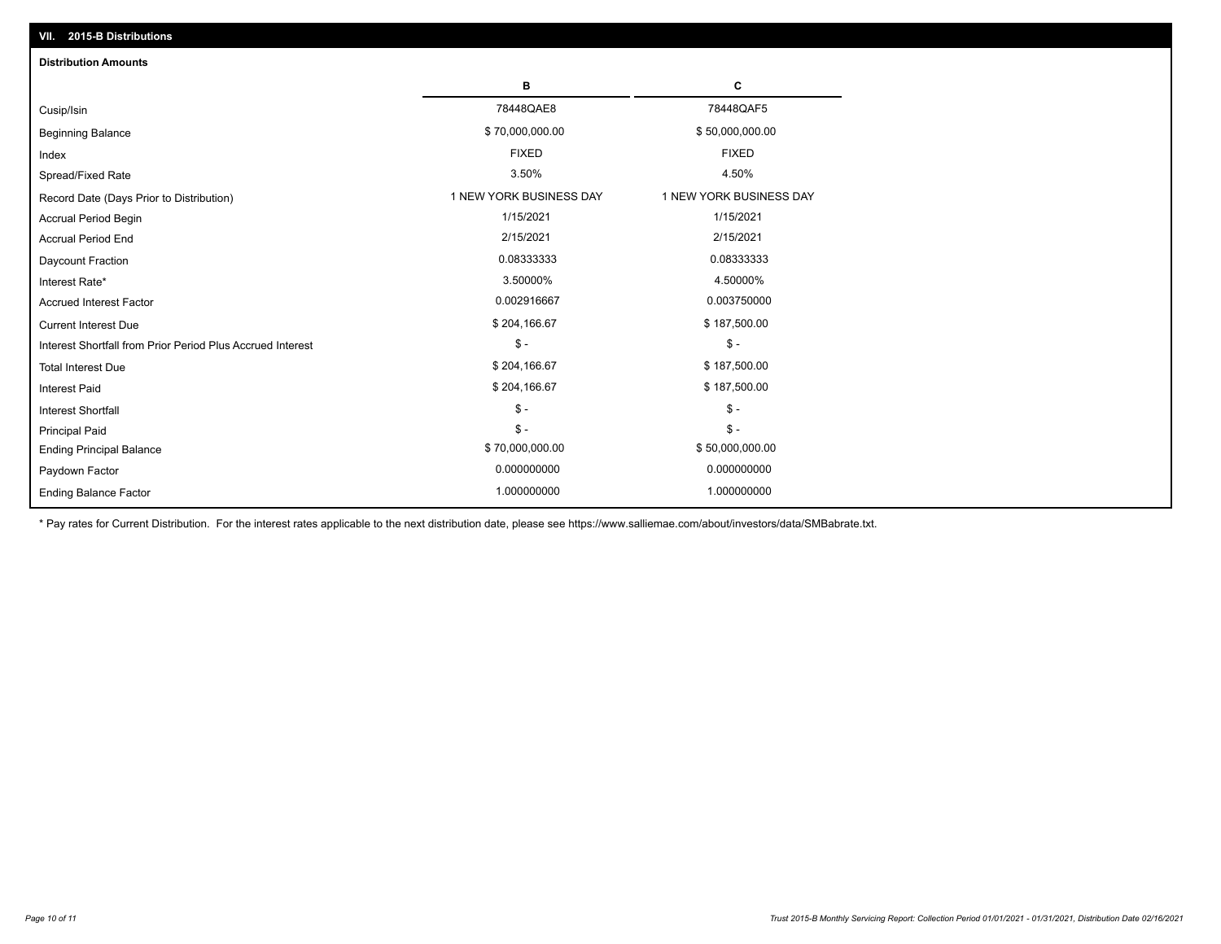## VII. 2015-B Distributions

### Distribution Amounts

| | B | C |
|---|---|---|
| Cusip/Isin | 78448QAE8 | 78448QAF5 |
| Beginning Balance | $ 70,000,000.00 | $ 50,000,000.00 |
| Index | FIXED | FIXED |
| Spread/Fixed Rate | 3.50% | 4.50% |
| Record Date (Days Prior to Distribution) | 1 NEW YORK BUSINESS DAY | 1 NEW YORK BUSINESS DAY |
| Accrual Period Begin | 1/15/2021 | 1/15/2021 |
| Accrual Period End | 2/15/2021 | 2/15/2021 |
| Daycount Fraction | 0.08333333 | 0.08333333 |
| Interest Rate* | 3.50000% | 4.50000% |
| Accrued Interest Factor | 0.002916667 | 0.003750000 |
| Current Interest Due | $ 204,166.67 | $ 187,500.00 |
| Interest Shortfall from Prior Period Plus Accrued Interest | $ - | $ - |
| Total Interest Due | $ 204,166.67 | $ 187,500.00 |
| Interest Paid | $ 204,166.67 | $ 187,500.00 |
| Interest Shortfall | $ - | $ - |
| Principal Paid | $ - | $ - |
| Ending Principal Balance | $ 70,000,000.00 | $ 50,000,000.00 |
| Paydown Factor | 0.000000000 | 0.000000000 |
| Ending Balance Factor | 1.000000000 | 1.000000000 |

* Pay rates for Current Distribution. For the interest rates applicable to the next distribution date, please see https://www.salliemae.com/about/investors/data/SMBabrate.txt.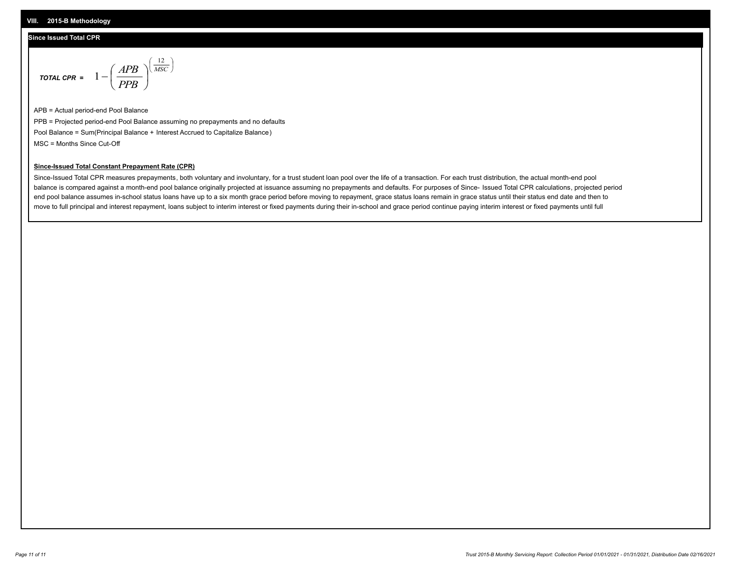# VIII. 2015-B Methodology

## Since Issued Total CPR

$$TOTAL\ CPR = 1 - \left(\frac{APB}{PPB}\right)^{\left(\frac{12}{MSC}\right)}$$

APB = Actual period-end Pool Balance

PPB = Projected period-end Pool Balance assuming no prepayments and no defaults

Pool Balance = Sum(Principal Balance + Interest Accrued to Capitalize Balance)

MSC = Months Since Cut-Off

**Since-Issued Total Constant Prepayment Rate (CPR)**

Since-Issued Total CPR measures prepayments, both voluntary and involuntary, for a trust student loan pool over the life of a transaction. For each trust distribution, the actual month-end pool balance is compared against a month-end pool balance originally projected at issuance assuming no prepayments and defaults. For purposes of Since- Issued Total CPR calculations, projected period end pool balance assumes in-school status loans have up to a six month grace period before moving to repayment, grace status loans remain in grace status until their status end date and then to move to full principal and interest repayment, loans subject to interim interest or fixed payments during their in-school and grace period continue paying interim interest or fixed payments until full